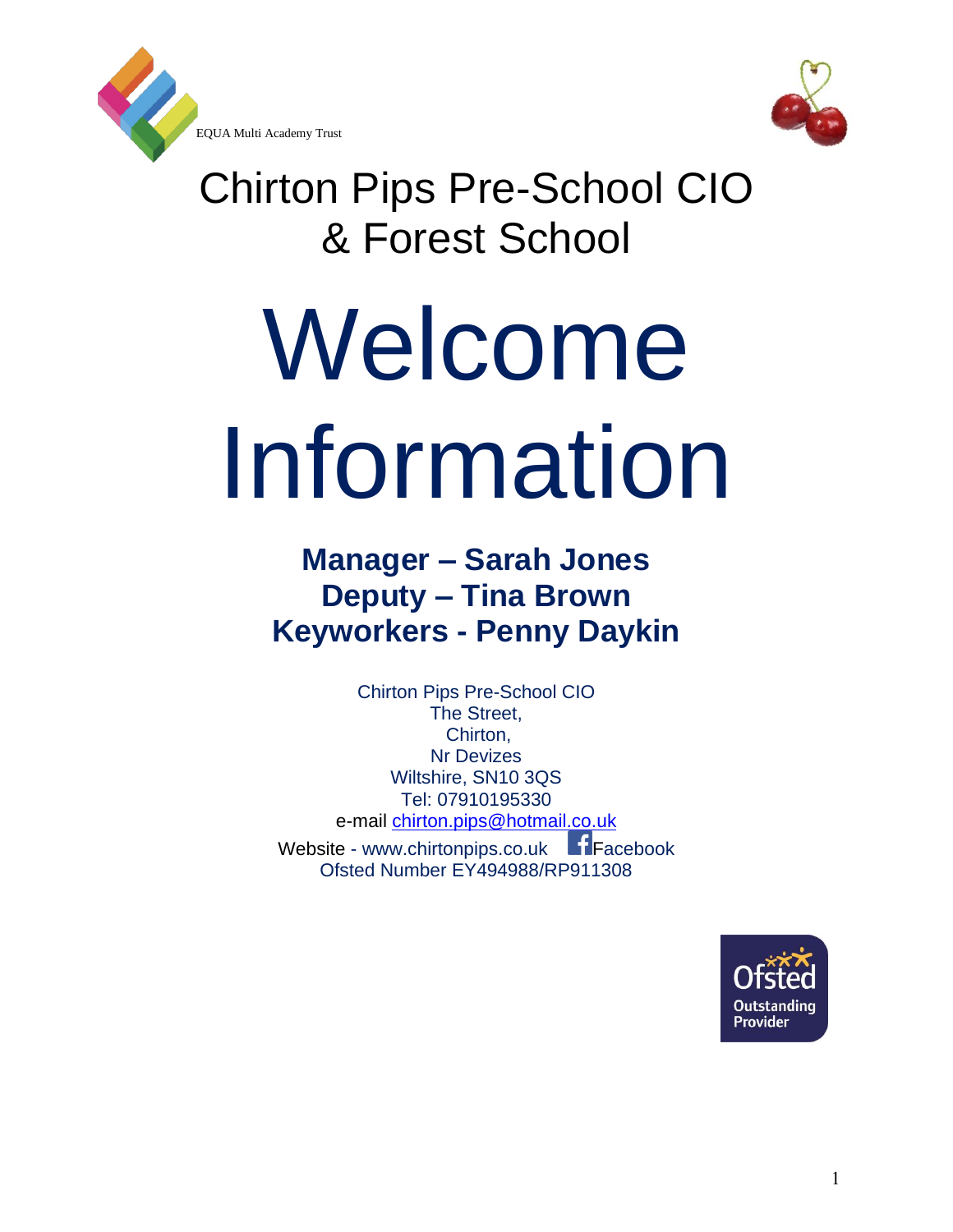EQUA Multi Academy Trust

# Chirton Pips Pre-School CIO & Forest School

# Welcome Information

**Manager – Sarah Jones**
**Deputy – Tina Brown**
**Keyworkers - Penny Daykin**

Chirton Pips Pre-School CIO
The Street,
Chirton,
Nr Devizes
Wiltshire, SN10 3QS
Tel: 07910195330
e-mail chirton.pips@hotmail.co.uk
Website - www.chirtonpips.co.uk Facebook
Ofsted Number EY494988/RP911308

Ofsted Outstanding Provider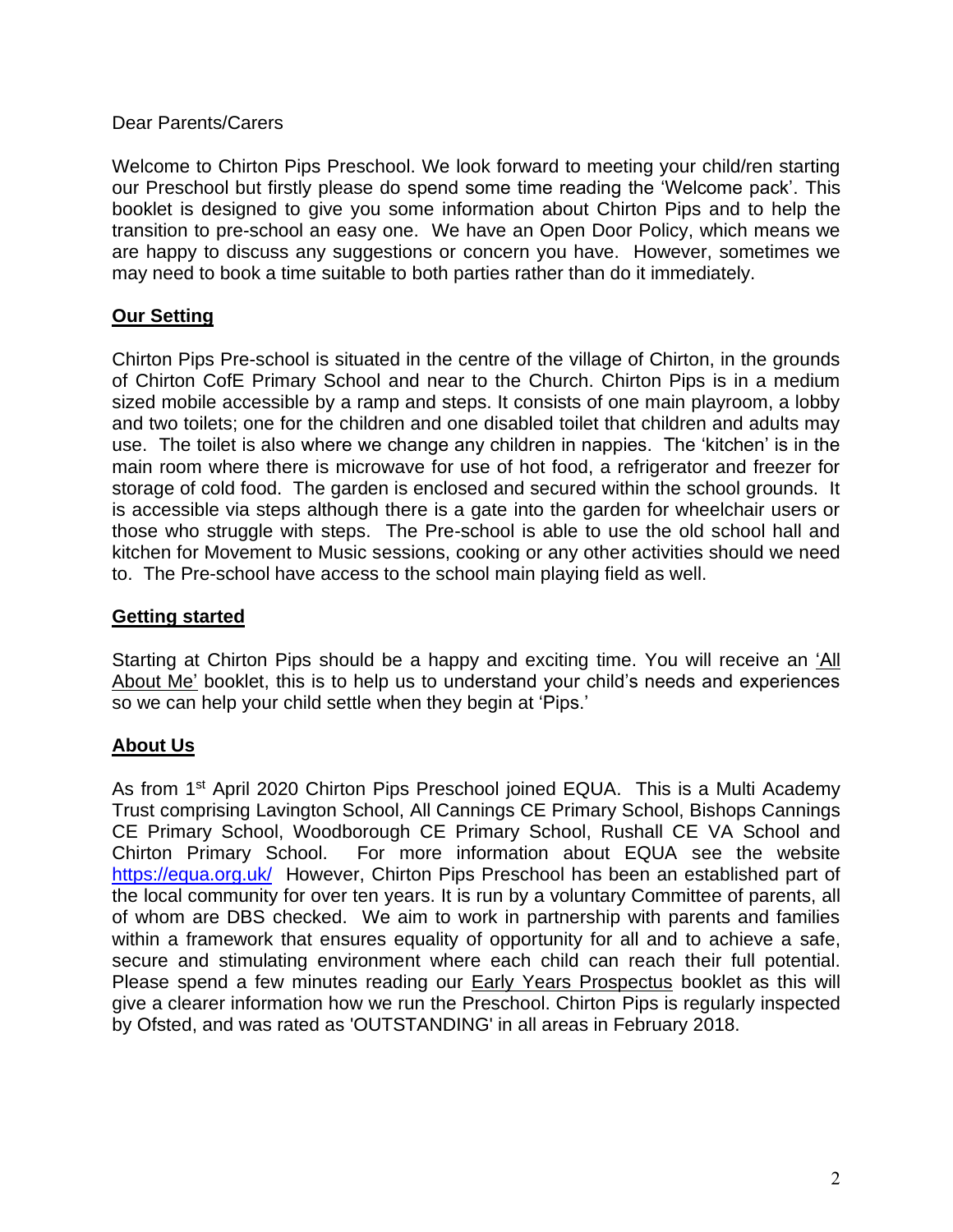Dear Parents/Carers

Welcome to Chirton Pips Preschool. We look forward to meeting your child/ren starting our Preschool but firstly please do spend some time reading the 'Welcome pack'. This booklet is designed to give you some information about Chirton Pips and to help the transition to pre-school an easy one. We have an Open Door Policy, which means we are happy to discuss any suggestions or concern you have. However, sometimes we may need to book a time suitable to both parties rather than do it immediately.

## Our Setting

Chirton Pips Pre-school is situated in the centre of the village of Chirton, in the grounds of Chirton CofE Primary School and near to the Church. Chirton Pips is in a medium sized mobile accessible by a ramp and steps. It consists of one main playroom, a lobby and two toilets; one for the children and one disabled toilet that children and adults may use. The toilet is also where we change any children in nappies. The 'kitchen' is in the main room where there is microwave for use of hot food, a refrigerator and freezer for storage of cold food. The garden is enclosed and secured within the school grounds. It is accessible via steps although there is a gate into the garden for wheelchair users or those who struggle with steps. The Pre-school is able to use the old school hall and kitchen for Movement to Music sessions, cooking or any other activities should we need to. The Pre-school have access to the school main playing field as well.

## Getting started

Starting at Chirton Pips should be a happy and exciting time. You will receive an 'All About Me' booklet, this is to help us to understand your child's needs and experiences so we can help your child settle when they begin at 'Pips.'

## About Us

As from 1st April 2020 Chirton Pips Preschool joined EQUA. This is a Multi Academy Trust comprising Lavington School, All Cannings CE Primary School, Bishops Cannings CE Primary School, Woodborough CE Primary School, Rushall CE VA School and Chirton Primary School. For more information about EQUA see the website https://equa.org.uk/ However, Chirton Pips Preschool has been an established part of the local community for over ten years. It is run by a voluntary Committee of parents, all of whom are DBS checked. We aim to work in partnership with parents and families within a framework that ensures equality of opportunity for all and to achieve a safe, secure and stimulating environment where each child can reach their full potential. Please spend a few minutes reading our Early Years Prospectus booklet as this will give a clearer information how we run the Preschool. Chirton Pips is regularly inspected by Ofsted, and was rated as 'OUTSTANDING' in all areas in February 2018.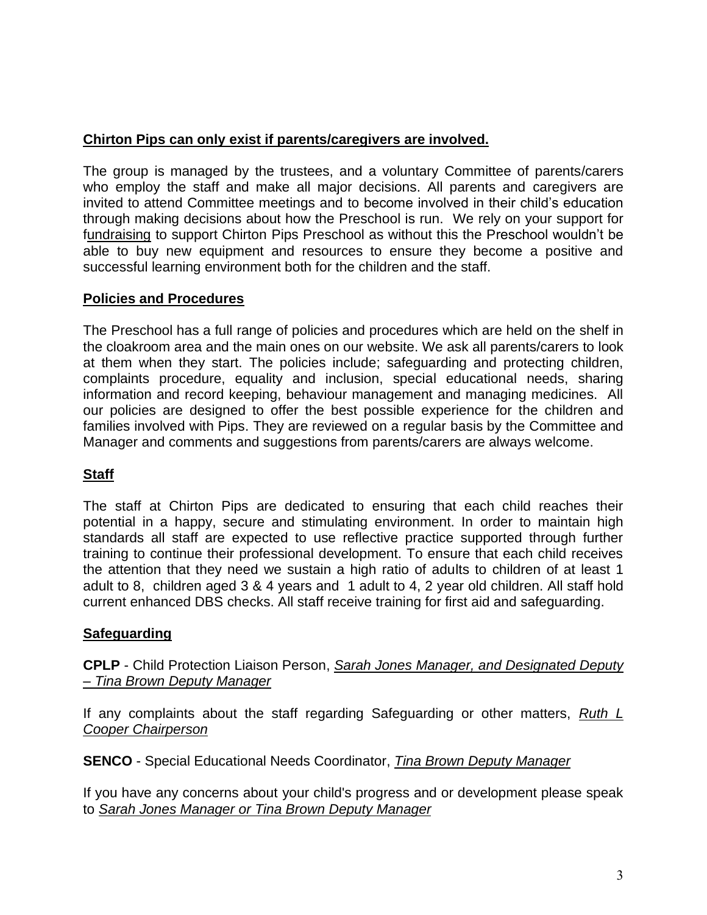## **Chirton Pips can only exist if parents/caregivers are involved.**

The group is managed by the trustees, and a voluntary Committee of parents/carers who employ the staff and make all major decisions. All parents and caregivers are invited to attend Committee meetings and to become involved in their child's education through making decisions about how the Preschool is run. We rely on your support for fundraising to support Chirton Pips Preschool as without this the Preschool wouldn't be able to buy new equipment and resources to ensure they become a positive and successful learning environment both for the children and the staff.

## **Policies and Procedures**

The Preschool has a full range of policies and procedures which are held on the shelf in the cloakroom area and the main ones on our website. We ask all parents/carers to look at them when they start. The policies include; safeguarding and protecting children, complaints procedure, equality and inclusion, special educational needs, sharing information and record keeping, behaviour management and managing medicines. All our policies are designed to offer the best possible experience for the children and families involved with Pips. They are reviewed on a regular basis by the Committee and Manager and comments and suggestions from parents/carers are always welcome.

## **Staff**

The staff at Chirton Pips are dedicated to ensuring that each child reaches their potential in a happy, secure and stimulating environment. In order to maintain high standards all staff are expected to use reflective practice supported through further training to continue their professional development. To ensure that each child receives the attention that they need we sustain a high ratio of adults to children of at least 1 adult to 8, children aged 3 & 4 years and 1 adult to 4, 2 year old children. All staff hold current enhanced DBS checks. All staff receive training for first aid and safeguarding.

## **Safeguarding**

**CPLP** - Child Protection Liaison Person, *Sarah Jones Manager, and Designated Deputy – Tina Brown Deputy Manager*

If any complaints about the staff regarding Safeguarding or other matters, *Ruth L Cooper Chairperson*

**SENCO** - Special Educational Needs Coordinator, *Tina Brown Deputy Manager*

If you have any concerns about your child's progress and or development please speak to *Sarah Jones Manager or Tina Brown Deputy Manager*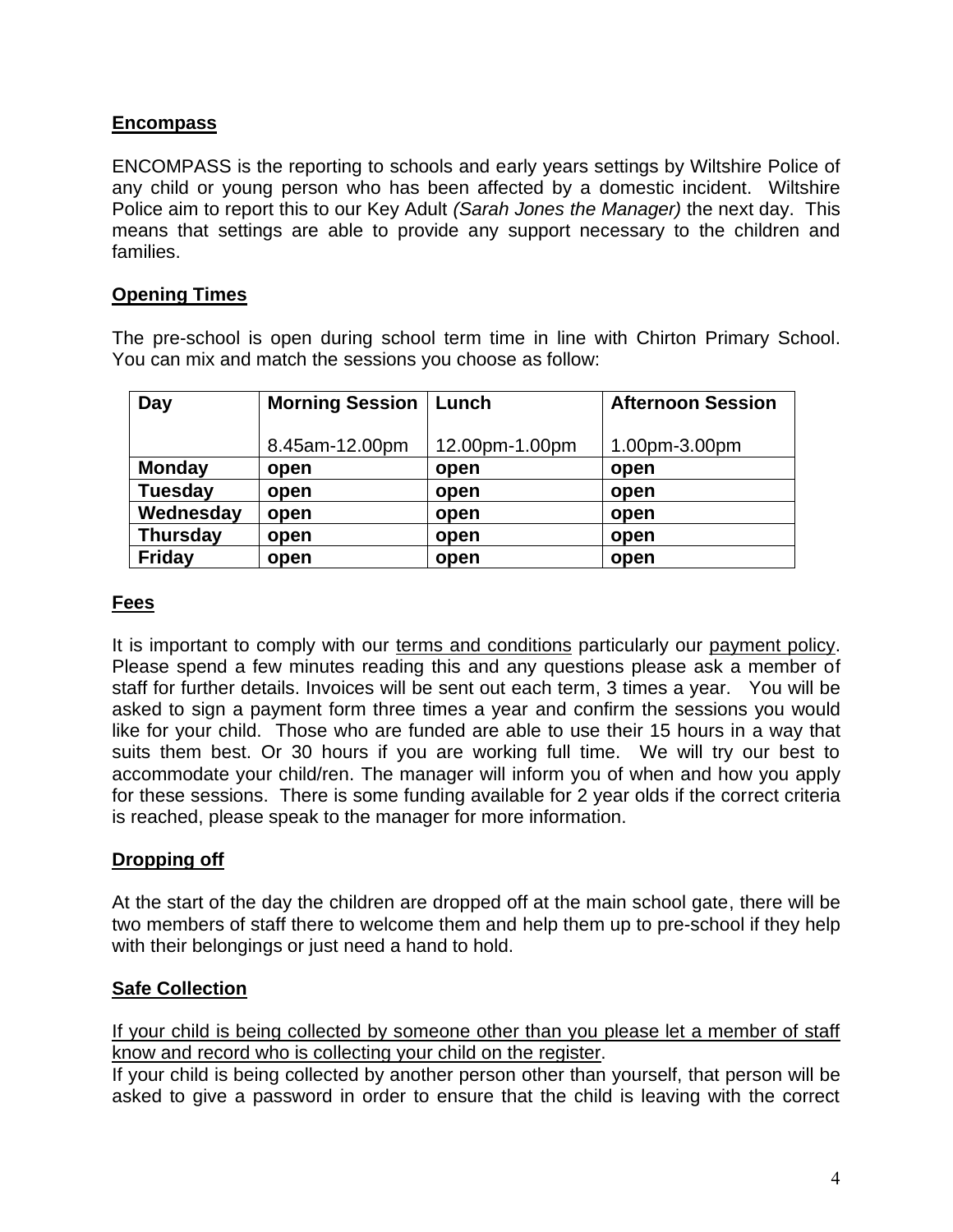## Encompass

ENCOMPASS is the reporting to schools and early years settings by Wiltshire Police of any child or young person who has been affected by a domestic incident. Wiltshire Police aim to report this to our Key Adult *(Sarah Jones the Manager)* the next day. This means that settings are able to provide any support necessary to the children and families.

## Opening Times

The pre-school is open during school term time in line with Chirton Primary School. You can mix and match the sessions you choose as follow:

| **Day** | **Morning Session** 8.45am-12.00pm | **Lunch** 12.00pm-1.00pm | **Afternoon Session** 1.00pm-3.00pm |
|---|---|---|---|
| **Monday** | **open** | **open** | **open** |
| **Tuesday** | **open** | **open** | **open** |
| **Wednesday** | **open** | **open** | **open** |
| **Thursday** | **open** | **open** | **open** |
| **Friday** | **open** | **open** | **open** |

## Fees

It is important to comply with our terms and conditions particularly our payment policy. Please spend a few minutes reading this and any questions please ask a member of staff for further details. Invoices will be sent out each term, 3 times a year. You will be asked to sign a payment form three times a year and confirm the sessions you would like for your child. Those who are funded are able to use their 15 hours in a way that suits them best. Or 30 hours if you are working full time. We will try our best to accommodate your child/ren. The manager will inform you of when and how you apply for these sessions. There is some funding available for 2 year olds if the correct criteria is reached, please speak to the manager for more information.

## Dropping off

At the start of the day the children are dropped off at the main school gate, there will be two members of staff there to welcome them and help them up to pre-school if they help with their belongings or just need a hand to hold.

## Safe Collection

If your child is being collected by someone other than you please let a member of staff know and record who is collecting your child on the register.

If your child is being collected by another person other than yourself, that person will be asked to give a password in order to ensure that the child is leaving with the correct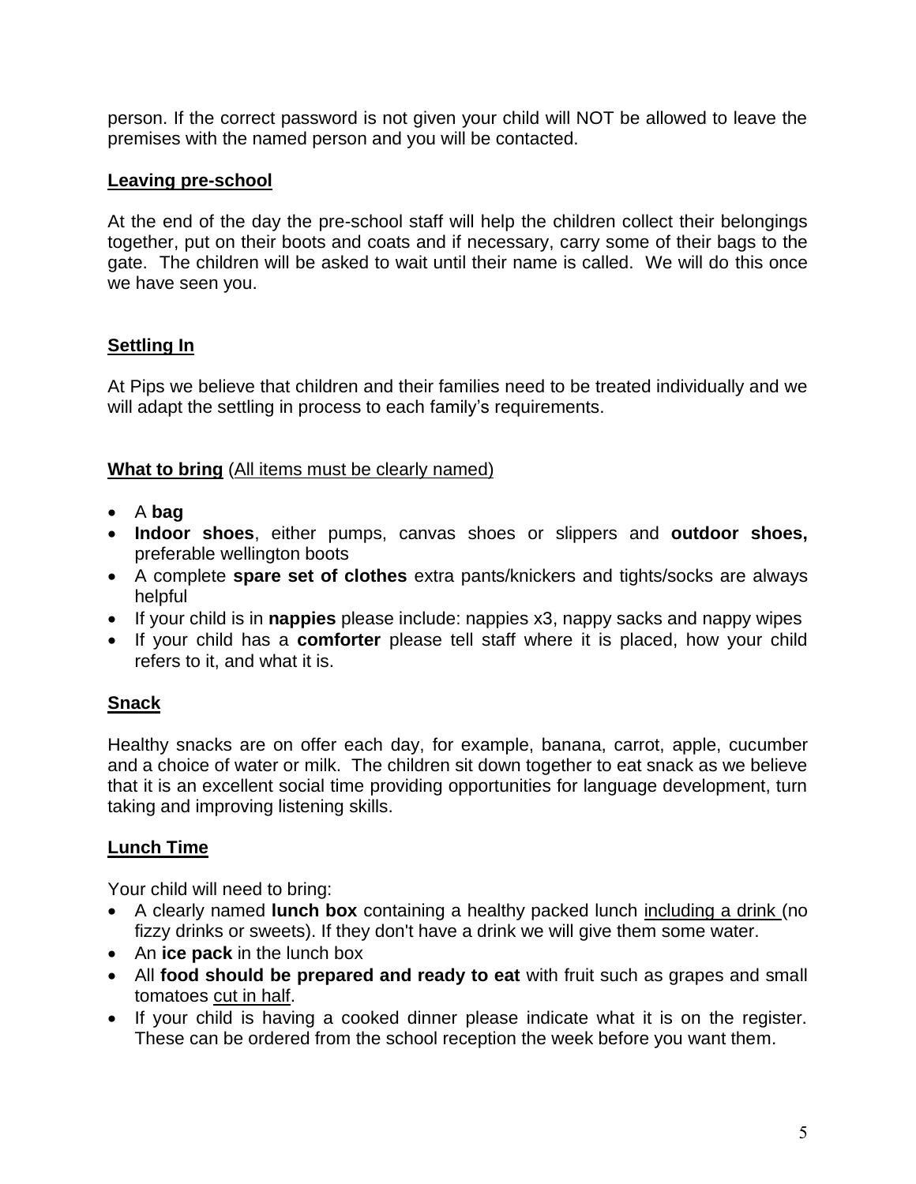person. If the correct password is not given your child will NOT be allowed to leave the premises with the named person and you will be contacted.

## Leaving pre-school

At the end of the day the pre-school staff will help the children collect their belongings together, put on their boots and coats and if necessary, carry some of their bags to the gate. The children will be asked to wait until their name is called. We will do this once we have seen you.

## Settling In

At Pips we believe that children and their families need to be treated individually and we will adapt the settling in process to each family's requirements.

## What to bring (All items must be clearly named)

- A **bag**
- **Indoor shoes**, either pumps, canvas shoes or slippers and **outdoor shoes,** preferable wellington boots
- A complete **spare set of clothes** extra pants/knickers and tights/socks are always helpful
- If your child is in **nappies** please include: nappies x3, nappy sacks and nappy wipes
- If your child has a **comforter** please tell staff where it is placed, how your child refers to it, and what it is.

## Snack

Healthy snacks are on offer each day, for example, banana, carrot, apple, cucumber and a choice of water or milk. The children sit down together to eat snack as we believe that it is an excellent social time providing opportunities for language development, turn taking and improving listening skills.

## Lunch Time

Your child will need to bring:

- A clearly named **lunch box** containing a healthy packed lunch including a drink (no fizzy drinks or sweets). If they don't have a drink we will give them some water.
- An **ice pack** in the lunch box
- All **food should be prepared and ready to eat** with fruit such as grapes and small tomatoes cut in half.
- If your child is having a cooked dinner please indicate what it is on the register. These can be ordered from the school reception the week before you want them.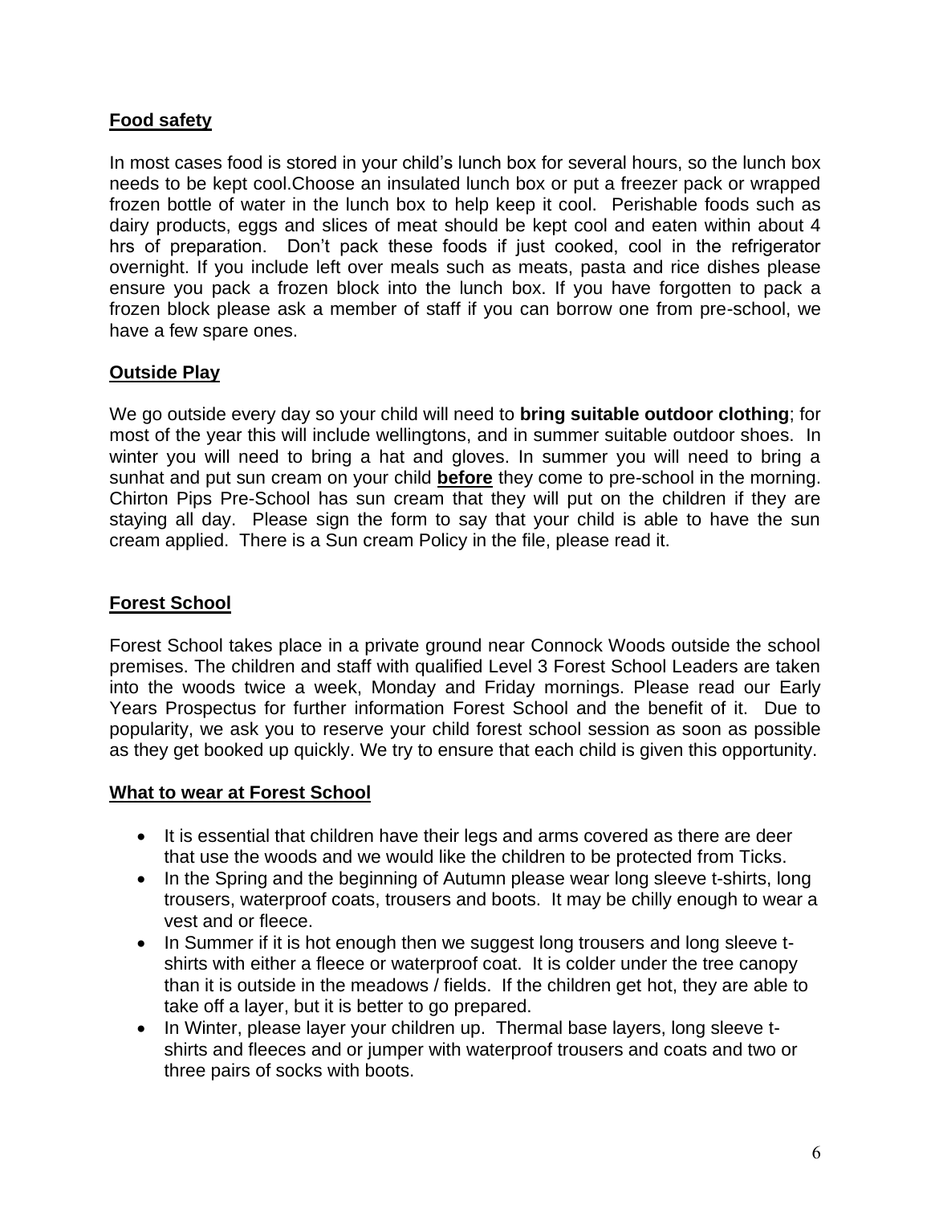## Food safety

In most cases food is stored in your child's lunch box for several hours, so the lunch box needs to be kept cool.Choose an insulated lunch box or put a freezer pack or wrapped frozen bottle of water in the lunch box to help keep it cool. Perishable foods such as dairy products, eggs and slices of meat should be kept cool and eaten within about 4 hrs of preparation. Don't pack these foods if just cooked, cool in the refrigerator overnight. If you include left over meals such as meats, pasta and rice dishes please ensure you pack a frozen block into the lunch box. If you have forgotten to pack a frozen block please ask a member of staff if you can borrow one from pre-school, we have a few spare ones.

## Outside Play

We go outside every day so your child will need to **bring suitable outdoor clothing**; for most of the year this will include wellingtons, and in summer suitable outdoor shoes. In winter you will need to bring a hat and gloves. In summer you will need to bring a sunhat and put sun cream on your child **before** they come to pre-school in the morning. Chirton Pips Pre-School has sun cream that they will put on the children if they are staying all day. Please sign the form to say that your child is able to have the sun cream applied. There is a Sun cream Policy in the file, please read it.

## Forest School

Forest School takes place in a private ground near Connock Woods outside the school premises. The children and staff with qualified Level 3 Forest School Leaders are taken into the woods twice a week, Monday and Friday mornings. Please read our Early Years Prospectus for further information Forest School and the benefit of it. Due to popularity, we ask you to reserve your child forest school session as soon as possible as they get booked up quickly. We try to ensure that each child is given this opportunity.

## What to wear at Forest School

- It is essential that children have their legs and arms covered as there are deer that use the woods and we would like the children to be protected from Ticks.
- In the Spring and the beginning of Autumn please wear long sleeve t-shirts, long trousers, waterproof coats, trousers and boots. It may be chilly enough to wear a vest and or fleece.
- In Summer if it is hot enough then we suggest long trousers and long sleeve t-shirts with either a fleece or waterproof coat. It is colder under the tree canopy than it is outside in the meadows / fields. If the children get hot, they are able to take off a layer, but it is better to go prepared.
- In Winter, please layer your children up. Thermal base layers, long sleeve t-shirts and fleeces and or jumper with waterproof trousers and coats and two or three pairs of socks with boots.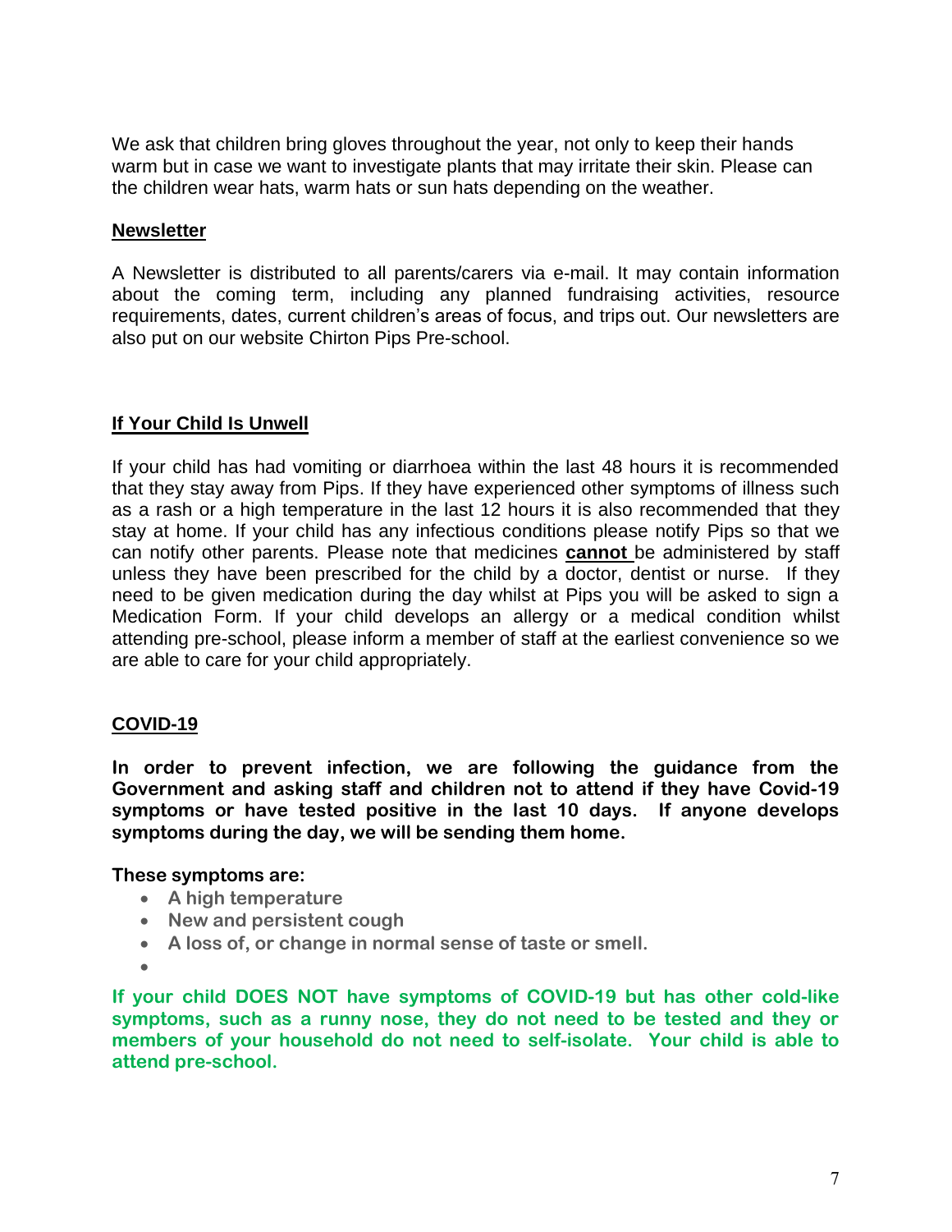We ask that children bring gloves throughout the year, not only to keep their hands warm but in case we want to investigate plants that may irritate their skin. Please can the children wear hats, warm hats or sun hats depending on the weather.

## Newsletter

A Newsletter is distributed to all parents/carers via e-mail. It may contain information about the coming term, including any planned fundraising activities, resource requirements, dates, current children's areas of focus, and trips out. Our newsletters are also put on our website Chirton Pips Pre-school.

## If Your Child Is Unwell

If your child has had vomiting or diarrhoea within the last 48 hours it is recommended that they stay away from Pips. If they have experienced other symptoms of illness such as a rash or a high temperature in the last 12 hours it is also recommended that they stay at home. If your child has any infectious conditions please notify Pips so that we can notify other parents. Please note that medicines **cannot** be administered by staff unless they have been prescribed for the child by a doctor, dentist or nurse. If they need to be given medication during the day whilst at Pips you will be asked to sign a Medication Form. If your child develops an allergy or a medical condition whilst attending pre-school, please inform a member of staff at the earliest convenience so we are able to care for your child appropriately.

## COVID-19

**In order to prevent infection, we are following the guidance from the Government and asking staff and children not to attend if they have Covid-19 symptoms or have tested positive in the last 10 days. If anyone develops symptoms during the day, we will be sending them home.**

**These symptoms are:**

- **A high temperature**
- **New and persistent cough**
- **A loss of, or change in normal sense of taste or smell.**

**If your child DOES NOT have symptoms of COVID-19 but has other cold-like symptoms, such as a runny nose, they do not need to be tested and they or members of your household do not need to self-isolate. Your child is able to attend pre-school.**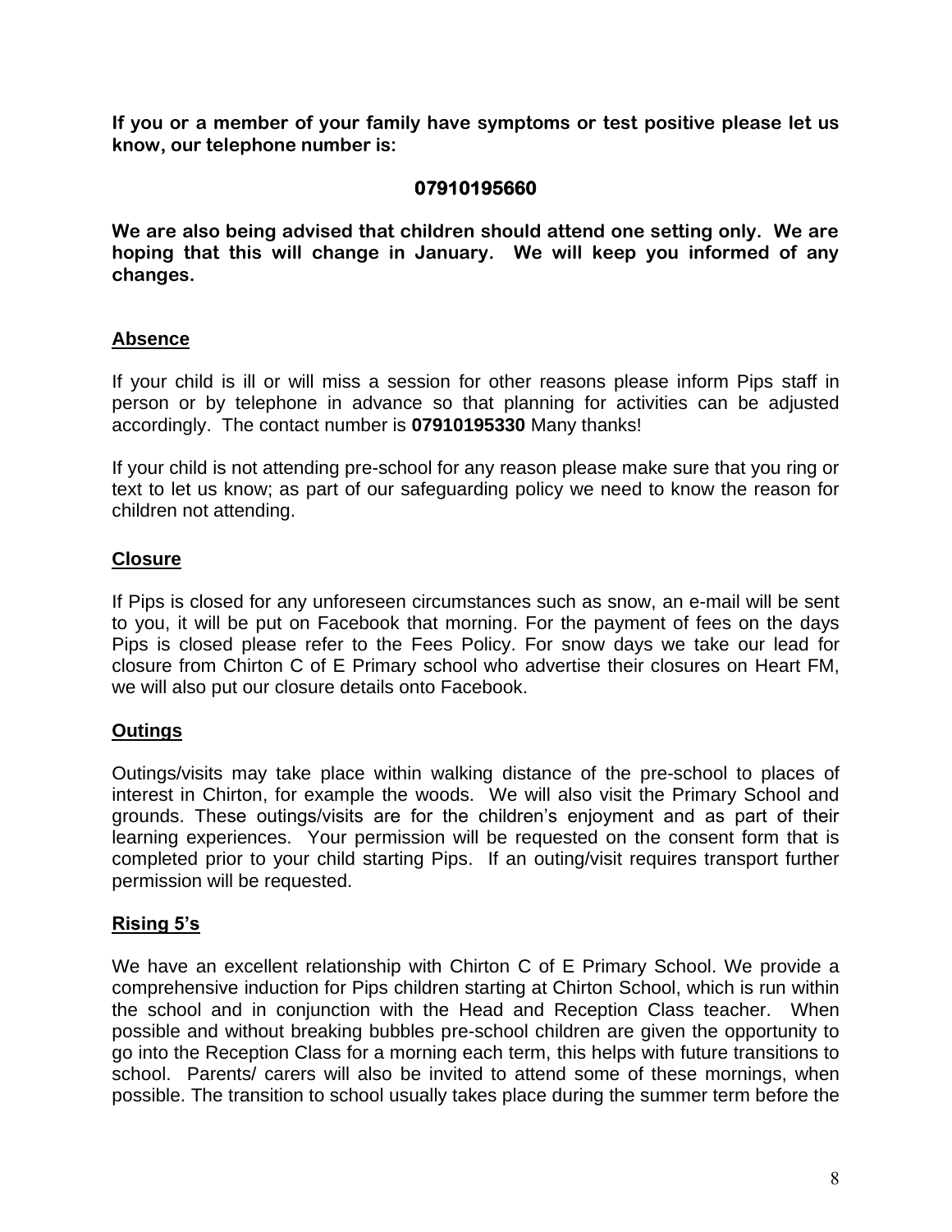**If you or a member of your family have symptoms or test positive please let us know, our telephone number is:**

**07910195660**

**We are also being advised that children should attend one setting only. We are hoping that this will change in January. We will keep you informed of any changes.**

## Absence

If your child is ill or will miss a session for other reasons please inform Pips staff in person or by telephone in advance so that planning for activities can be adjusted accordingly. The contact number is **07910195330** Many thanks!

If your child is not attending pre-school for any reason please make sure that you ring or text to let us know; as part of our safeguarding policy we need to know the reason for children not attending.

## Closure

If Pips is closed for any unforeseen circumstances such as snow, an e-mail will be sent to you, it will be put on Facebook that morning. For the payment of fees on the days Pips is closed please refer to the Fees Policy. For snow days we take our lead for closure from Chirton C of E Primary school who advertise their closures on Heart FM, we will also put our closure details onto Facebook.

## Outings

Outings/visits may take place within walking distance of the pre-school to places of interest in Chirton, for example the woods. We will also visit the Primary School and grounds. These outings/visits are for the children's enjoyment and as part of their learning experiences. Your permission will be requested on the consent form that is completed prior to your child starting Pips. If an outing/visit requires transport further permission will be requested.

## Rising 5's

We have an excellent relationship with Chirton C of E Primary School. We provide a comprehensive induction for Pips children starting at Chirton School, which is run within the school and in conjunction with the Head and Reception Class teacher. When possible and without breaking bubbles pre-school children are given the opportunity to go into the Reception Class for a morning each term, this helps with future transitions to school. Parents/ carers will also be invited to attend some of these mornings, when possible. The transition to school usually takes place during the summer term before the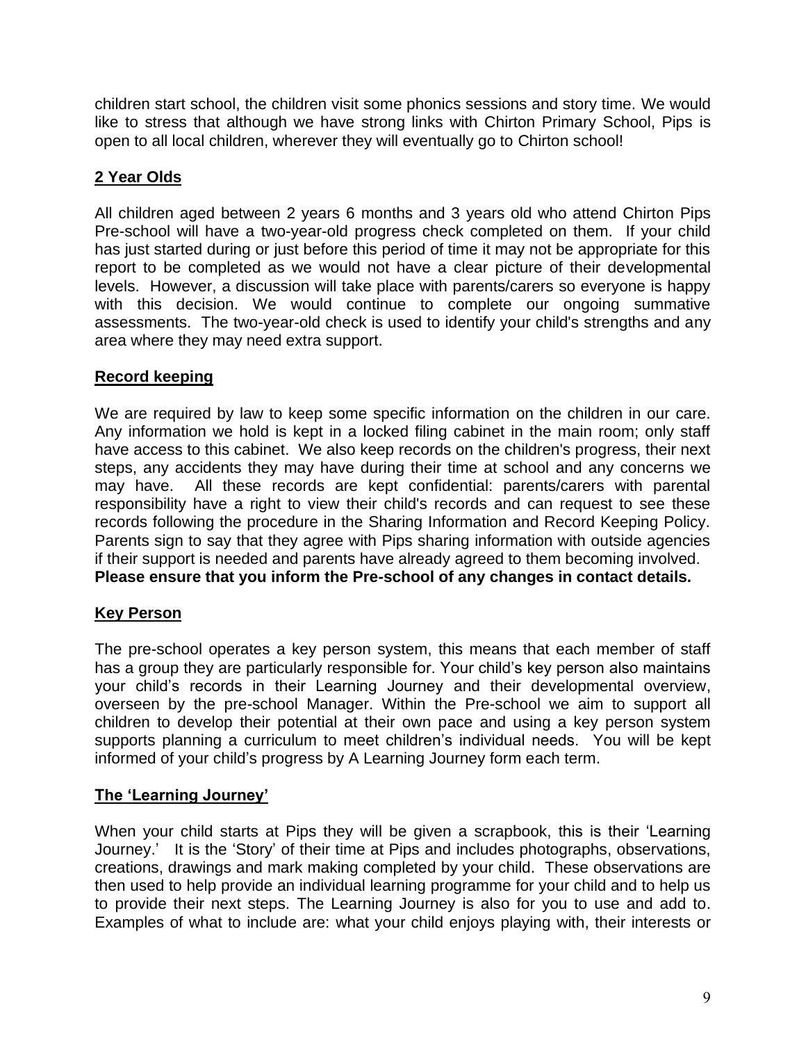children start school, the children visit some phonics sessions and story time. We would like to stress that although we have strong links with Chirton Primary School, Pips is open to all local children, wherever they will eventually go to Chirton school!

## 2 Year Olds

All children aged between 2 years 6 months and 3 years old who attend Chirton Pips Pre-school will have a two-year-old progress check completed on them. If your child has just started during or just before this period of time it may not be appropriate for this report to be completed as we would not have a clear picture of their developmental levels. However, a discussion will take place with parents/carers so everyone is happy with this decision. We would continue to complete our ongoing summative assessments. The two-year-old check is used to identify your child's strengths and any area where they may need extra support.

## Record keeping

We are required by law to keep some specific information on the children in our care. Any information we hold is kept in a locked filing cabinet in the main room; only staff have access to this cabinet. We also keep records on the children's progress, their next steps, any accidents they may have during their time at school and any concerns we may have. All these records are kept confidential: parents/carers with parental responsibility have a right to view their child's records and can request to see these records following the procedure in the Sharing Information and Record Keeping Policy. Parents sign to say that they agree with Pips sharing information with outside agencies if their support is needed and parents have already agreed to them becoming involved.
**Please ensure that you inform the Pre-school of any changes in contact details.**

## Key Person

The pre-school operates a key person system, this means that each member of staff has a group they are particularly responsible for. Your child's key person also maintains your child's records in their Learning Journey and their developmental overview, overseen by the pre-school Manager. Within the Pre-school we aim to support all children to develop their potential at their own pace and using a key person system supports planning a curriculum to meet children's individual needs. You will be kept informed of your child's progress by A Learning Journey form each term.

## The 'Learning Journey'

When your child starts at Pips they will be given a scrapbook, this is their 'Learning Journey.' It is the 'Story' of their time at Pips and includes photographs, observations, creations, drawings and mark making completed by your child. These observations are then used to help provide an individual learning programme for your child and to help us to provide their next steps. The Learning Journey is also for you to use and add to. Examples of what to include are: what your child enjoys playing with, their interests or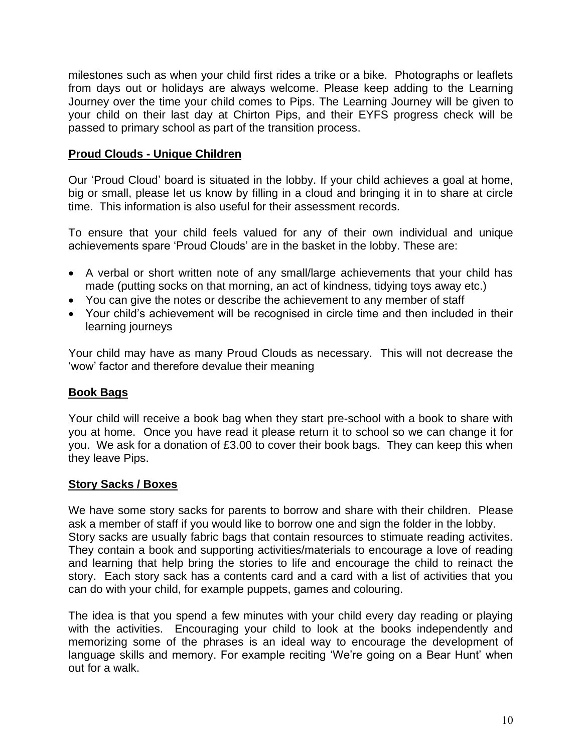milestones such as when your child first rides a trike or a bike. Photographs or leaflets from days out or holidays are always welcome. Please keep adding to the Learning Journey over the time your child comes to Pips. The Learning Journey will be given to your child on their last day at Chirton Pips, and their EYFS progress check will be passed to primary school as part of the transition process.

## Proud Clouds - Unique Children

Our 'Proud Cloud' board is situated in the lobby. If your child achieves a goal at home, big or small, please let us know by filling in a cloud and bringing it in to share at circle time. This information is also useful for their assessment records.

To ensure that your child feels valued for any of their own individual and unique achievements spare 'Proud Clouds' are in the basket in the lobby. These are:

- A verbal or short written note of any small/large achievements that your child has made (putting socks on that morning, an act of kindness, tidying toys away etc.)
- You can give the notes or describe the achievement to any member of staff
- Your child's achievement will be recognised in circle time and then included in their learning journeys

Your child may have as many Proud Clouds as necessary. This will not decrease the 'wow' factor and therefore devalue their meaning

## Book Bags

Your child will receive a book bag when they start pre-school with a book to share with you at home. Once you have read it please return it to school so we can change it for you. We ask for a donation of £3.00 to cover their book bags. They can keep this when they leave Pips.

## Story Sacks / Boxes

We have some story sacks for parents to borrow and share with their children. Please ask a member of staff if you would like to borrow one and sign the folder in the lobby. Story sacks are usually fabric bags that contain resources to stimuate reading activites. They contain a book and supporting activities/materials to encourage a love of reading and learning that help bring the stories to life and encourage the child to reinact the story. Each story sack has a contents card and a card with a list of activities that you can do with your child, for example puppets, games and colouring.

The idea is that you spend a few minutes with your child every day reading or playing with the activities. Encouraging your child to look at the books independently and memorizing some of the phrases is an ideal way to encourage the development of language skills and memory. For example reciting 'We're going on a Bear Hunt' when out for a walk.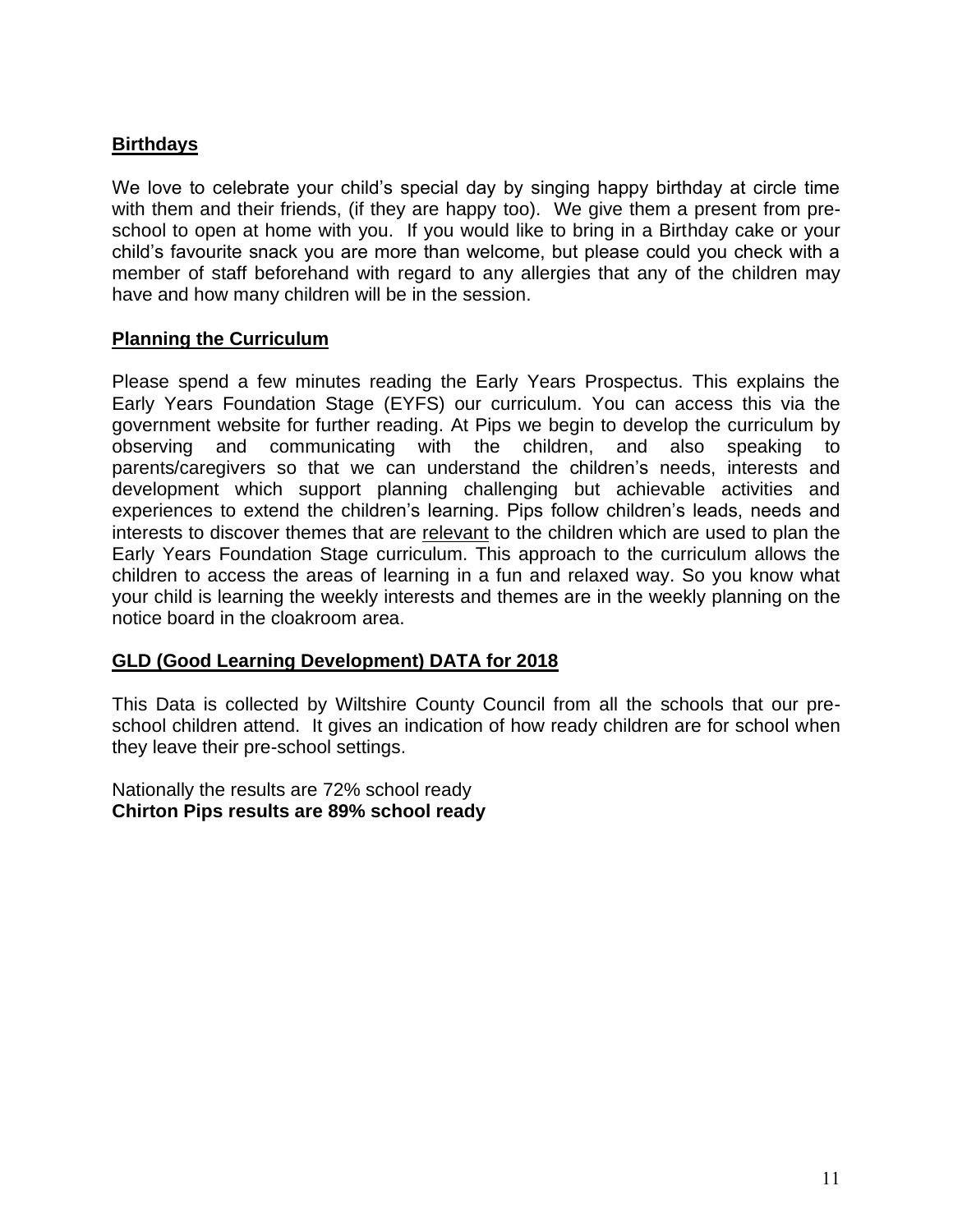## Birthdays

We love to celebrate your child's special day by singing happy birthday at circle time with them and their friends, (if they are happy too). We give them a present from pre-school to open at home with you. If you would like to bring in a Birthday cake or your child's favourite snack you are more than welcome, but please could you check with a member of staff beforehand with regard to any allergies that any of the children may have and how many children will be in the session.

## Planning the Curriculum

Please spend a few minutes reading the Early Years Prospectus. This explains the Early Years Foundation Stage (EYFS) our curriculum. You can access this via the government website for further reading. At Pips we begin to develop the curriculum by observing and communicating with the children, and also speaking to parents/caregivers so that we can understand the children's needs, interests and development which support planning challenging but achievable activities and experiences to extend the children's learning. Pips follow children's leads, needs and interests to discover themes that are relevant to the children which are used to plan the Early Years Foundation Stage curriculum. This approach to the curriculum allows the children to access the areas of learning in a fun and relaxed way. So you know what your child is learning the weekly interests and themes are in the weekly planning on the notice board in the cloakroom area.

## GLD (Good Learning Development) DATA for 2018

This Data is collected by Wiltshire County Council from all the schools that our pre-school children attend. It gives an indication of how ready children are for school when they leave their pre-school settings.

Nationally the results are 72% school ready
**Chirton Pips results are 89% school ready**